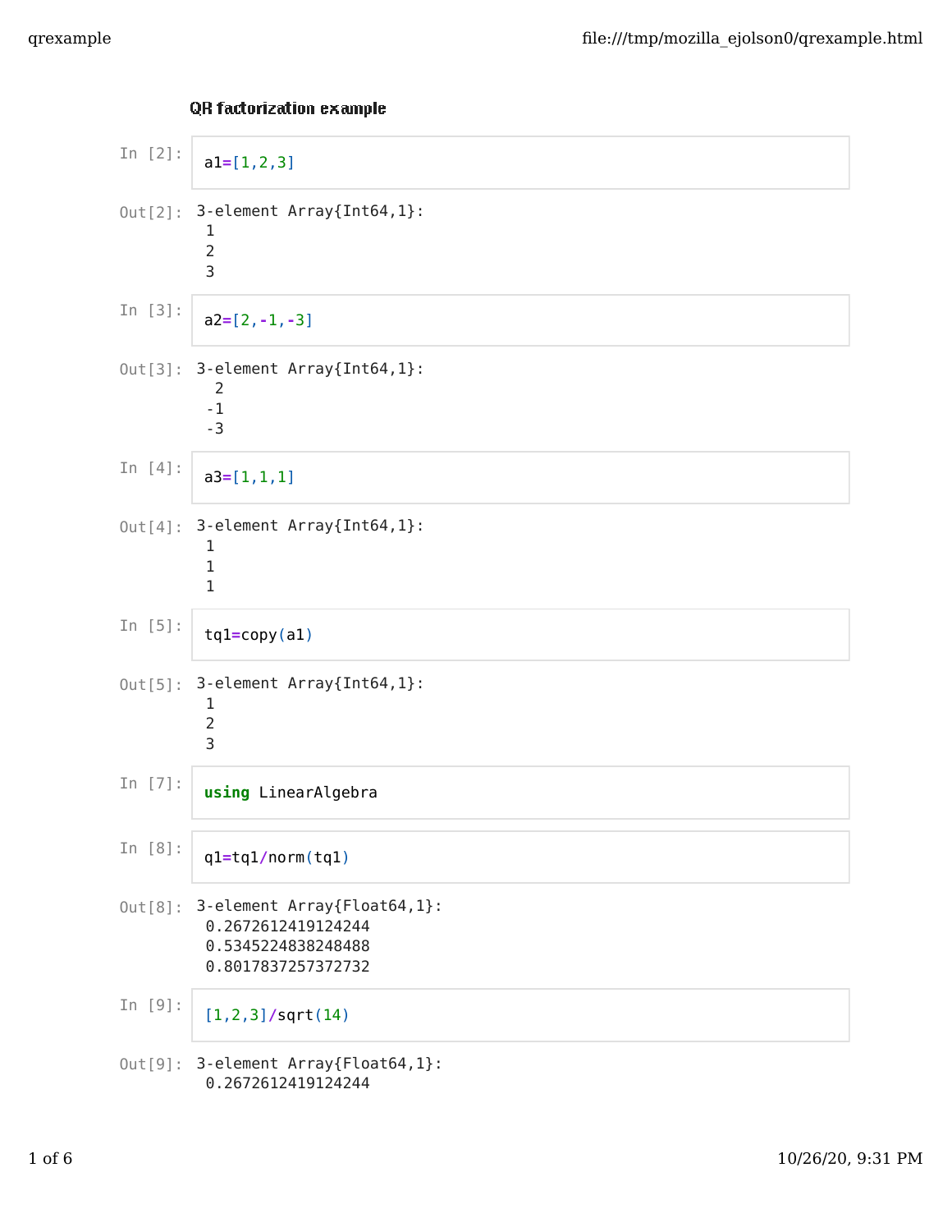# QR factorization example

In [2]:
```
a1=[1,2,3]
```

Out[2]:
```
3-element Array{Int64,1}:
 1
 2
 3
```

In [3]:
```
a2=[2,-1,-3]
```

Out[3]:
```
3-element Array{Int64,1}:
  2
 -1
 -3
```

In [4]:
```
a3=[1,1,1]
```

Out[4]:
```
3-element Array{Int64,1}:
 1
 1
 1
```

In [5]:
```
tq1=copy(a1)
```

Out[5]:
```
3-element Array{Int64,1}:
 1
 2
 3
```

In [7]:
```
using LinearAlgebra
```

In [8]:
```
q1=tq1/norm(tq1)
```

Out[8]:
```
3-element Array{Float64,1}:
 0.2672612419124244
 0.5345224838248488
 0.8017837257372732
```

In [9]:
```
[1,2,3]/sqrt(14)
```

Out[9]:
```
3-element Array{Float64,1}:
 0.2672612419124244
```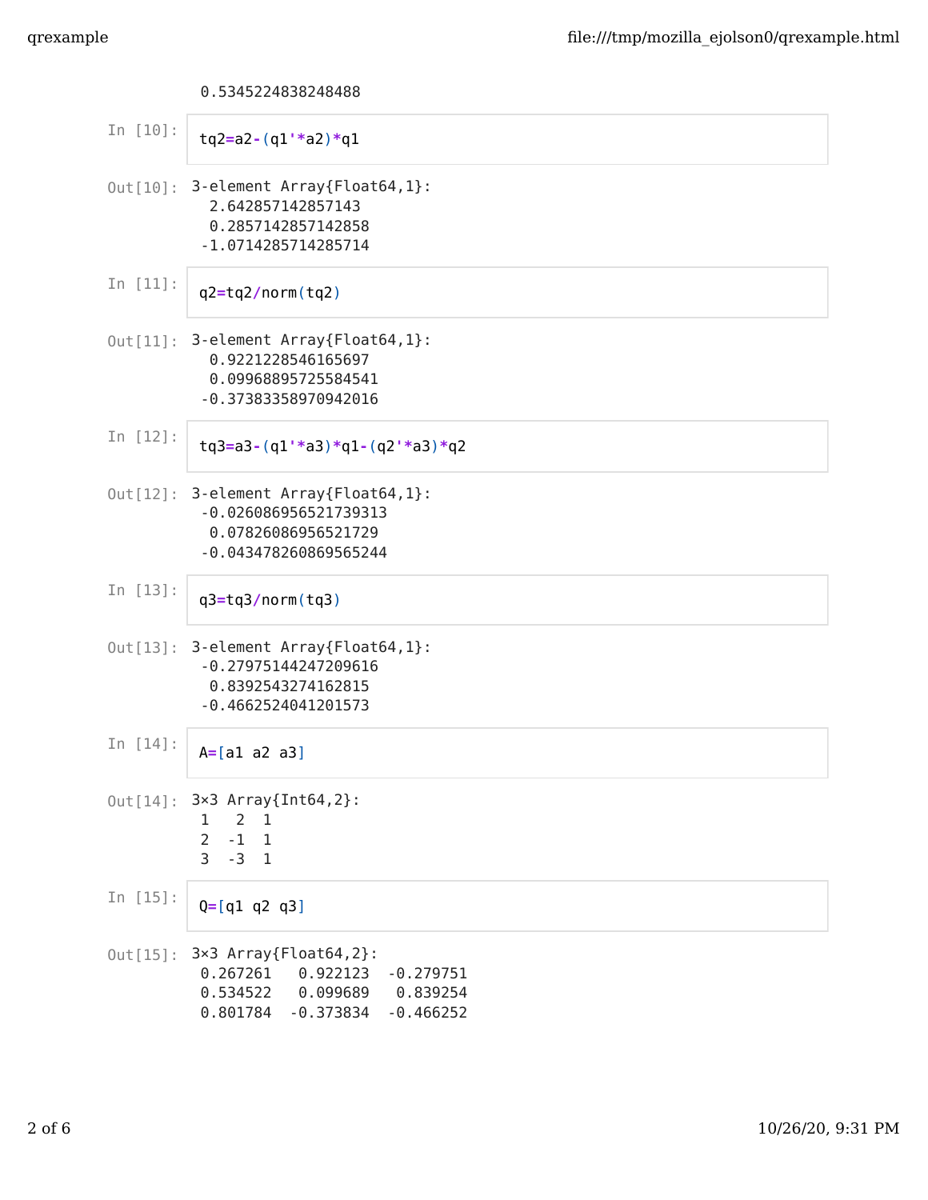```
0.5345224838248488
```

In [10]:

```
tq2=a2-(q1'*a2)*q1
```

Out[10]:

```
3-element Array{Float64,1}:
  2.642857142857143
  0.2857142857142858
 -1.0714285714285714
```

In [11]:

```
q2=tq2/norm(tq2)
```

Out[11]:

```
3-element Array{Float64,1}:
  0.9221228546165697
  0.09968895725584541
 -0.37383358970942016
```

In [12]:

```
tq3=a3-(q1'*a3)*q1-(q2'*a3)*q2
```

Out[12]:

```
3-element Array{Float64,1}:
 -0.026086956521739313
  0.07826086956521729
 -0.043478260869565244
```

In [13]:

```
q3=tq3/norm(tq3)
```

Out[13]:

```
3-element Array{Float64,1}:
 -0.27975144247209616
  0.8392543274162815
 -0.4662524041201573
```

In [14]:

```
A=[a1 a2 a3]
```

Out[14]:

```
3×3 Array{Int64,2}:
 1   2  1
 2  -1  1
 3  -3  1
```

In [15]:

```
Q=[q1 q2 q3]
```

Out[15]:

```
3×3 Array{Float64,2}:
 0.267261   0.922123  -0.279751
 0.534522   0.099689   0.839254
 0.801784  -0.373834  -0.466252
```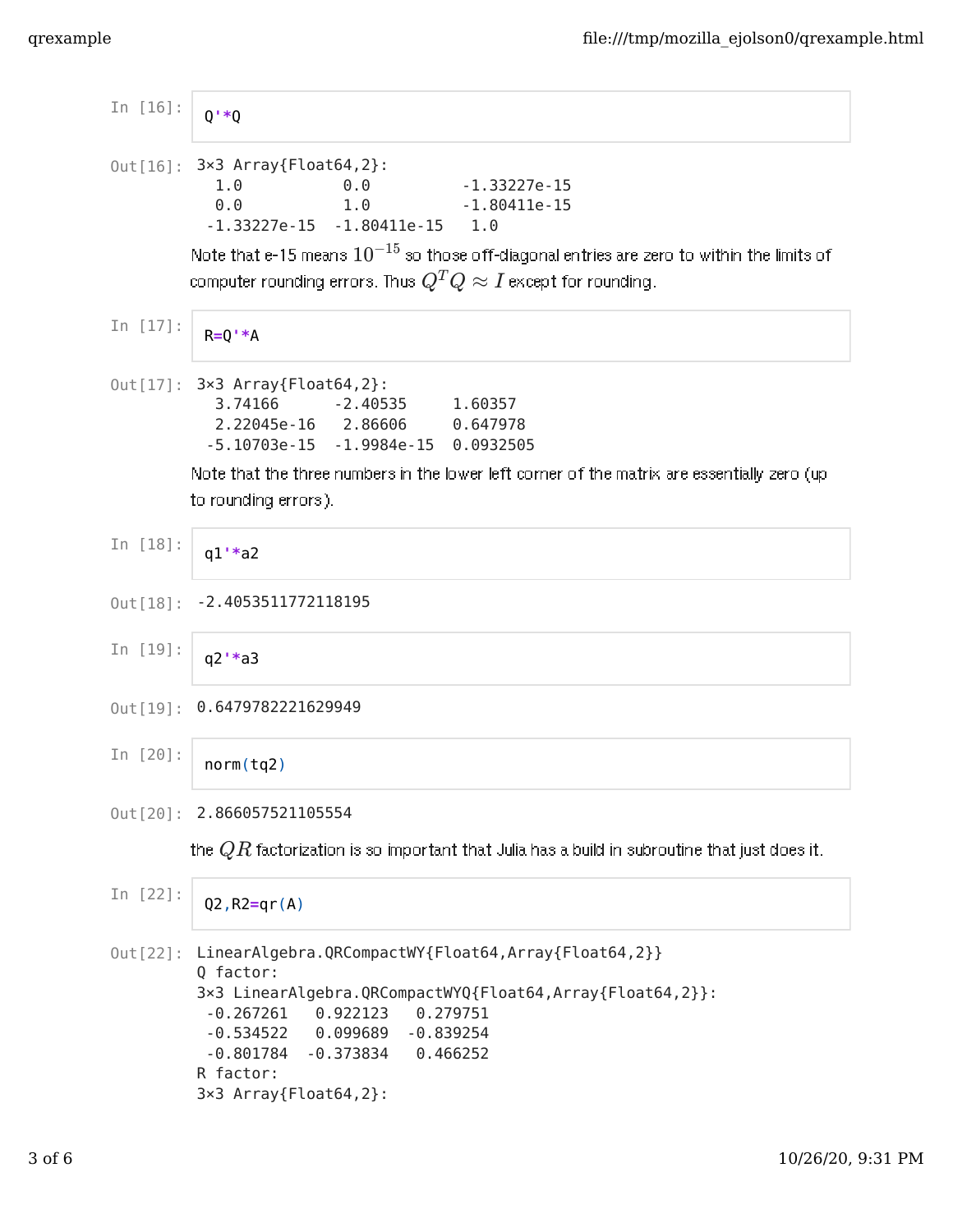In [16]:
```
Q'*Q
```

Out[16]:
```
3×3 Array{Float64,2}:
  1.0           0.0           -1.33227e-15
  0.0           1.0           -1.80411e-15
 -1.33227e-15  -1.80411e-15    1.0
```

Note that e-15 means $10^{-15}$ so those off-diagonal entries are zero to within the limits of computer rounding errors. Thus $Q^TQ \approx I$ except for rounding.

In [17]:
```
R=Q'*A
```

Out[17]:
```
3×3 Array{Float64,2}:
  3.74166      -2.40535     1.60357
  2.22045e-16   2.86606     0.647978
 -5.10703e-15  -1.9984e-15  0.0932505
```

Note that the three numbers in the lower left corner of the matrix are essentially zero (up to rounding errors).

In [18]:
```
q1'*a2
```

Out[18]:
```
-2.4053511772118195
```

In [19]:
```
q2'*a3
```

Out[19]:
```
0.6479782221629949
```

In [20]:
```
norm(tq2)
```

Out[20]:
```
2.866057521105554
```

the $QR$ factorization is so important that Julia has a build in subroutine that just does it.

In [22]:
```
Q2,R2=qr(A)
```

Out[22]:
```
LinearAlgebra.QRCompactWY{Float64,Array{Float64,2}}
Q factor:
3×3 LinearAlgebra.QRCompactWYQ{Float64,Array{Float64,2}}:
 -0.267261   0.922123   0.279751
 -0.534522   0.099689  -0.839254
 -0.801784  -0.373834   0.466252
R factor:
3×3 Array{Float64,2}:
```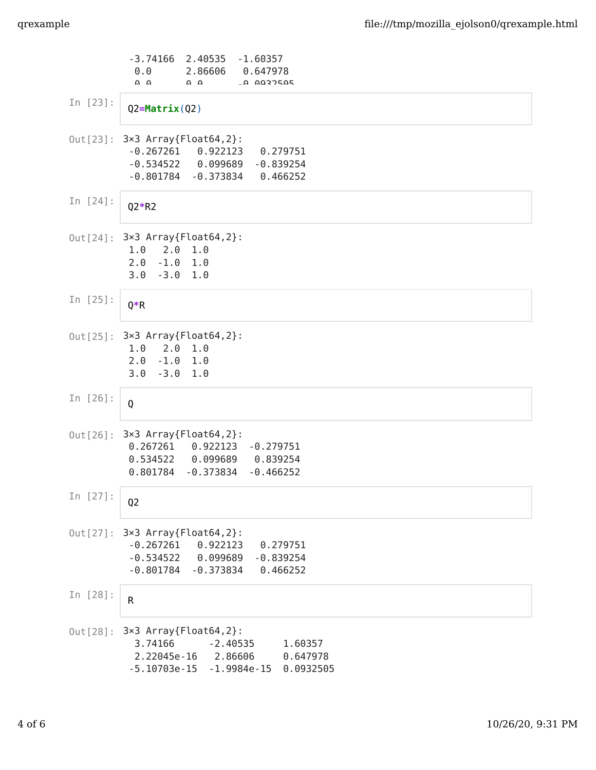```
-3.74166  2.40535  -1.60357
 0.0      2.86606   0.647978
 0.0      0.0      -0.0932505
```

In [23]:
```
Q2=Matrix(Q2)
```

Out[23]:
```
3×3 Array{Float64,2}:
 -0.267261   0.922123   0.279751
 -0.534522   0.099689  -0.839254
 -0.801784  -0.373834   0.466252
```

In [24]:
```
Q2*R2
```

Out[24]:
```
3×3 Array{Float64,2}:
 1.0   2.0  1.0
 2.0  -1.0  1.0
 3.0  -3.0  1.0
```

In [25]:
```
Q*R
```

Out[25]:
```
3×3 Array{Float64,2}:
 1.0   2.0  1.0
 2.0  -1.0  1.0
 3.0  -3.0  1.0
```

In [26]:
```
Q
```

Out[26]:
```
3×3 Array{Float64,2}:
 0.267261   0.922123  -0.279751
 0.534522   0.099689   0.839254
 0.801784  -0.373834  -0.466252
```

In [27]:
```
Q2
```

Out[27]:
```
3×3 Array{Float64,2}:
 -0.267261   0.922123   0.279751
 -0.534522   0.099689  -0.839254
 -0.801784  -0.373834   0.466252
```

In [28]:
```
R
```

Out[28]:
```
3×3 Array{Float64,2}:
  3.74166      -2.40535     1.60357
  2.22045e-16   2.86606     0.647978
 -5.10703e-15  -1.9984e-15  0.0932505
```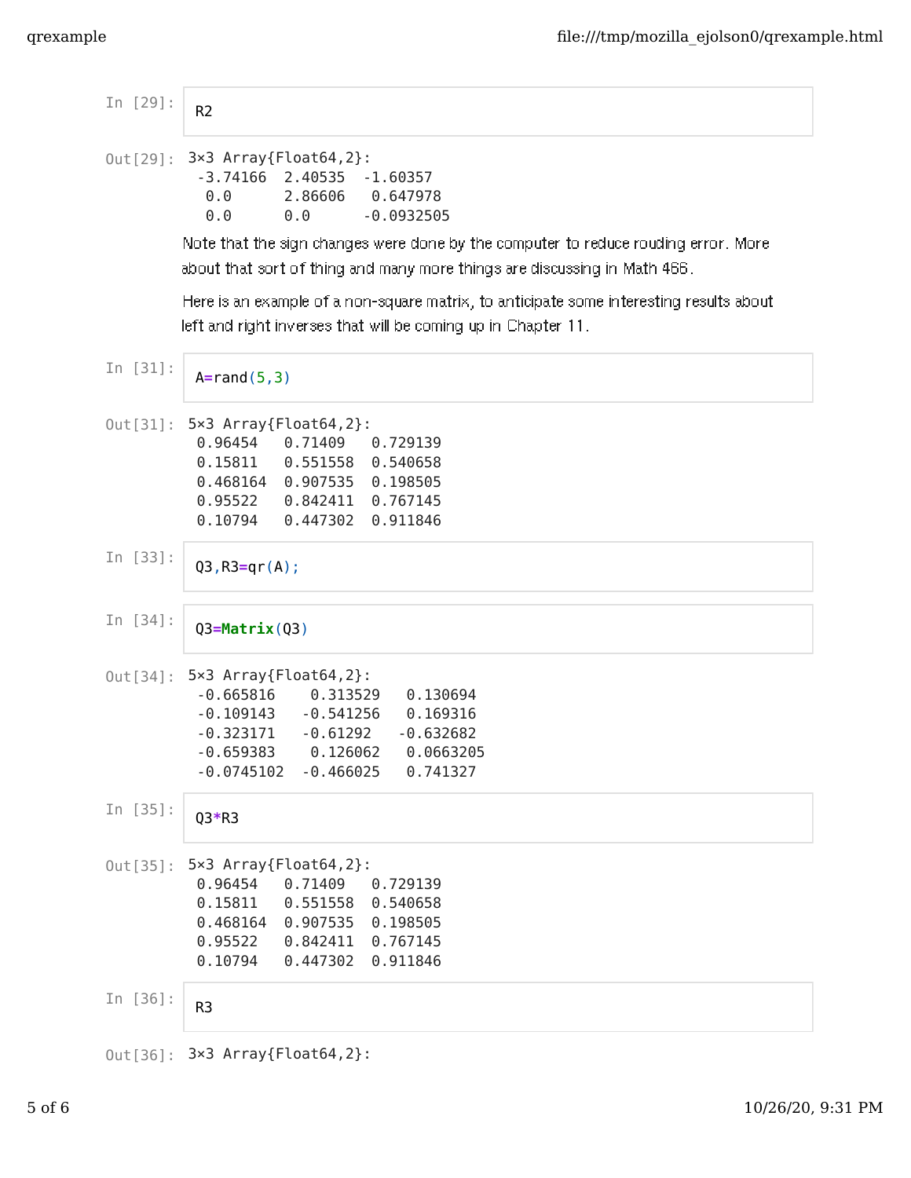In [29]:

```
R2
```

Out[29]:

```
3×3 Array{Float64,2}:
 -3.74166  2.40535  -1.60357
  0.0      2.86606   0.647978
  0.0      0.0      -0.0932505
```

Note that the sign changes were done by the computer to reduce rouding error. More about that sort of thing and many more things are discussing in Math 466.

Here is an example of a non-square matrix, to anticipate some interesting results about left and right inverses that will be coming up in Chapter 11.

In [31]:

```
A=rand(5,3)
```

Out[31]:

```
5×3 Array{Float64,2}:
 0.96454   0.71409   0.729139
 0.15811   0.551558  0.540658
 0.468164  0.907535  0.198505
 0.95522   0.842411  0.767145
 0.10794   0.447302  0.911846
```

In [33]:

```
Q3,R3=qr(A);
```

In [34]:

```
Q3=Matrix(Q3)
```

Out[34]:

```
5×3 Array{Float64,2}:
 -0.665816    0.313529   0.130694
 -0.109143   -0.541256   0.169316
 -0.323171   -0.61292   -0.632682
 -0.659383    0.126062   0.0663205
 -0.0745102  -0.466025   0.741327
```

In [35]:

```
Q3*R3
```

Out[35]:

```
5×3 Array{Float64,2}:
 0.96454   0.71409   0.729139
 0.15811   0.551558  0.540658
 0.468164  0.907535  0.198505
 0.95522   0.842411  0.767145
 0.10794   0.447302  0.911846
```

In [36]:

```
R3
```

Out[36]:

```
3×3 Array{Float64,2}:
```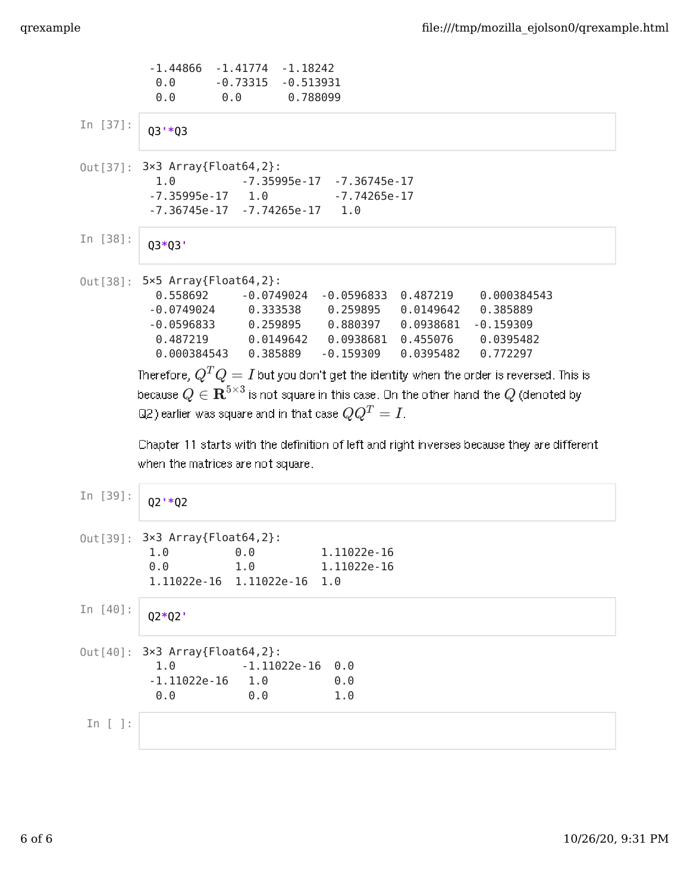```
 -1.44866  -1.41774  -1.18242
  0.0      -0.73315  -0.513931
  0.0       0.0       0.788099
```

In [37]:

```
Q3'*Q3
```

Out[37]:

```
3×3 Array{Float64,2}:
  1.0          -7.35995e-17  -7.36745e-17
 -7.35995e-17   1.0          -7.74265e-17
 -7.36745e-17  -7.74265e-17   1.0
```

In [38]:

```
Q3*Q3'
```

Out[38]:

```
5×5 Array{Float64,2}:
  0.558692     -0.0749024  -0.0596833  0.487219    0.000384543
 -0.0749024     0.333538    0.259895   0.0149642   0.385889
 -0.0596833     0.259895    0.880397   0.0938681  -0.159309
  0.487219      0.0149642   0.0938681  0.455076    0.0395482
  0.000384543   0.385889   -0.159309   0.0395482   0.772297
```

Therefore, $Q^T Q = I$ but you don't get the identity when the order is reversed. This is because $Q \in \mathbf{R}^{5\times3}$ is not square in this case. On the other hand the $Q$ (denoted by Q2) earlier was square and in that case $QQ^T = I$.

Chapter 11 starts with the definition of left and right inverses because they are different when the matrices are not square.

In [39]:

```
Q2'*Q2
```

Out[39]:

```
3×3 Array{Float64,2}:
 1.0          0.0          1.11022e-16
 0.0          1.0          1.11022e-16
 1.11022e-16  1.11022e-16  1.0
```

In [40]:

```
Q2*Q2'
```

Out[40]:

```
3×3 Array{Float64,2}:
  1.0          -1.11022e-16  0.0
 -1.11022e-16   1.0          0.0
  0.0           0.0          1.0
```

In [ ]: